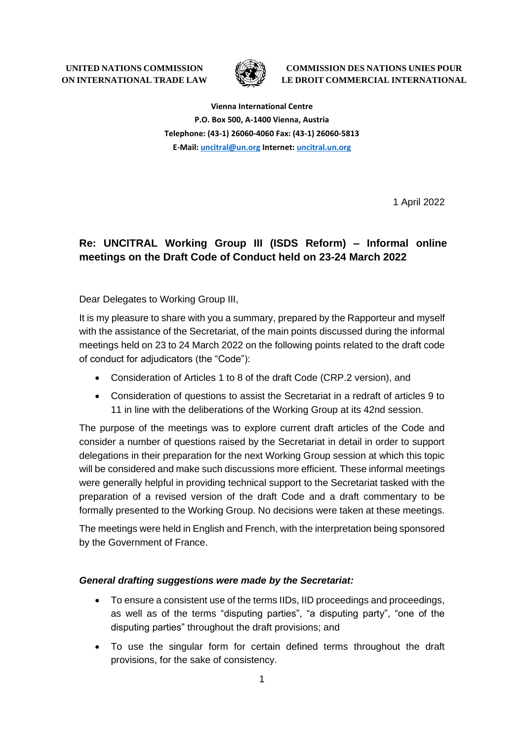**UNITED NATIONS COMMISSION ON INTERNATIONAL TRADE LAW**

**COMMISSION DES NATIONS UNIES POUR LE DROIT COMMERCIAL INTERNATIONAL**

**Vienna International Centre**
**P.O. Box 500, A-1400 Vienna, Austria**
**Telephone: (43-1) 26060-4060 Fax: (43-1) 26060-5813**
**E-Mail: uncitral@un.org Internet: uncitral.un.org**

1 April 2022

## Re: UNCITRAL Working Group III (ISDS Reform) – Informal online meetings on the Draft Code of Conduct held on 23-24 March 2022

Dear Delegates to Working Group III,

It is my pleasure to share with you a summary, prepared by the Rapporteur and myself with the assistance of the Secretariat, of the main points discussed during the informal meetings held on 23 to 24 March 2022 on the following points related to the draft code of conduct for adjudicators (the "Code"):

- Consideration of Articles 1 to 8 of the draft Code (CRP.2 version), and
- Consideration of questions to assist the Secretariat in a redraft of articles 9 to 11 in line with the deliberations of the Working Group at its 42nd session.

The purpose of the meetings was to explore current draft articles of the Code and consider a number of questions raised by the Secretariat in detail in order to support delegations in their preparation for the next Working Group session at which this topic will be considered and make such discussions more efficient. These informal meetings were generally helpful in providing technical support to the Secretariat tasked with the preparation of a revised version of the draft Code and a draft commentary to be formally presented to the Working Group. No decisions were taken at these meetings.

The meetings were held in English and French, with the interpretation being sponsored by the Government of France.

***General drafting suggestions were made by the Secretariat:***

- To ensure a consistent use of the terms IIDs, IID proceedings and proceedings, as well as of the terms "disputing parties", "a disputing party", "one of the disputing parties" throughout the draft provisions; and
- To use the singular form for certain defined terms throughout the draft provisions, for the sake of consistency.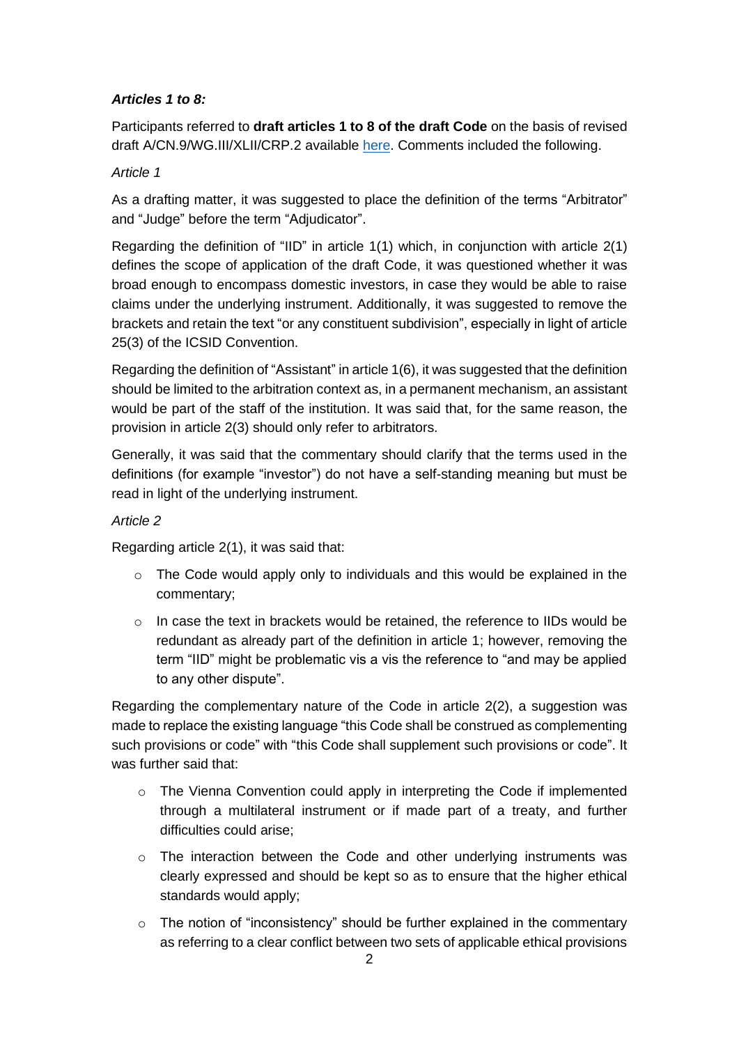***Articles 1 to 8:***

Participants referred to **draft articles 1 to 8 of the draft Code** on the basis of revised draft A/CN.9/WG.III/XLII/CRP.2 available [here](). Comments included the following.

*Article 1*

As a drafting matter, it was suggested to place the definition of the terms "Arbitrator" and "Judge" before the term "Adjudicator".

Regarding the definition of "IID" in article 1(1) which, in conjunction with article 2(1) defines the scope of application of the draft Code, it was questioned whether it was broad enough to encompass domestic investors, in case they would be able to raise claims under the underlying instrument. Additionally, it was suggested to remove the brackets and retain the text "or any constituent subdivision", especially in light of article 25(3) of the ICSID Convention.

Regarding the definition of "Assistant" in article 1(6), it was suggested that the definition should be limited to the arbitration context as, in a permanent mechanism, an assistant would be part of the staff of the institution. It was said that, for the same reason, the provision in article 2(3) should only refer to arbitrators.

Generally, it was said that the commentary should clarify that the terms used in the definitions (for example "investor") do not have a self-standing meaning but must be read in light of the underlying instrument.

*Article 2*

Regarding article 2(1), it was said that:

- The Code would apply only to individuals and this would be explained in the commentary;
- In case the text in brackets would be retained, the reference to IIDs would be redundant as already part of the definition in article 1; however, removing the term "IID" might be problematic vis a vis the reference to "and may be applied to any other dispute".

Regarding the complementary nature of the Code in article 2(2), a suggestion was made to replace the existing language "this Code shall be construed as complementing such provisions or code" with "this Code shall supplement such provisions or code". It was further said that:

- The Vienna Convention could apply in interpreting the Code if implemented through a multilateral instrument or if made part of a treaty, and further difficulties could arise;
- The interaction between the Code and other underlying instruments was clearly expressed and should be kept so as to ensure that the higher ethical standards would apply;
- The notion of "inconsistency" should be further explained in the commentary as referring to a clear conflict between two sets of applicable ethical provisions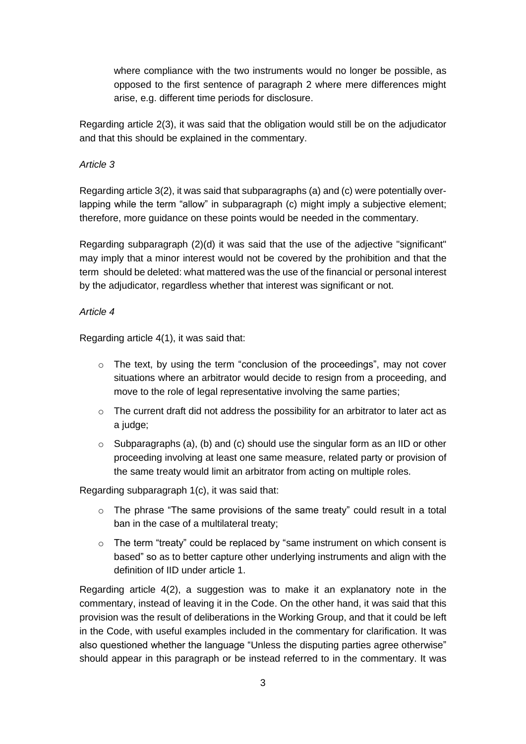where compliance with the two instruments would no longer be possible, as opposed to the first sentence of paragraph 2 where mere differences might arise, e.g. different time periods for disclosure.

Regarding article 2(3), it was said that the obligation would still be on the adjudicator and that this should be explained in the commentary.

*Article 3*

Regarding article 3(2), it was said that subparagraphs (a) and (c) were potentially overlapping while the term "allow" in subparagraph (c) might imply a subjective element; therefore, more guidance on these points would be needed in the commentary.

Regarding subparagraph (2)(d) it was said that the use of the adjective "significant" may imply that a minor interest would not be covered by the prohibition and that the term should be deleted: what mattered was the use of the financial or personal interest by the adjudicator, regardless whether that interest was significant or not.

*Article 4*

Regarding article 4(1), it was said that:

- The text, by using the term "conclusion of the proceedings", may not cover situations where an arbitrator would decide to resign from a proceeding, and move to the role of legal representative involving the same parties;
- The current draft did not address the possibility for an arbitrator to later act as a judge;
- Subparagraphs (a), (b) and (c) should use the singular form as an IID or other proceeding involving at least one same measure, related party or provision of the same treaty would limit an arbitrator from acting on multiple roles.

Regarding subparagraph 1(c), it was said that:

- The phrase "The same provisions of the same treaty" could result in a total ban in the case of a multilateral treaty;
- The term "treaty" could be replaced by "same instrument on which consent is based" so as to better capture other underlying instruments and align with the definition of IID under article 1.

Regarding article 4(2), a suggestion was to make it an explanatory note in the commentary, instead of leaving it in the Code. On the other hand, it was said that this provision was the result of deliberations in the Working Group, and that it could be left in the Code, with useful examples included in the commentary for clarification. It was also questioned whether the language "Unless the disputing parties agree otherwise" should appear in this paragraph or be instead referred to in the commentary. It was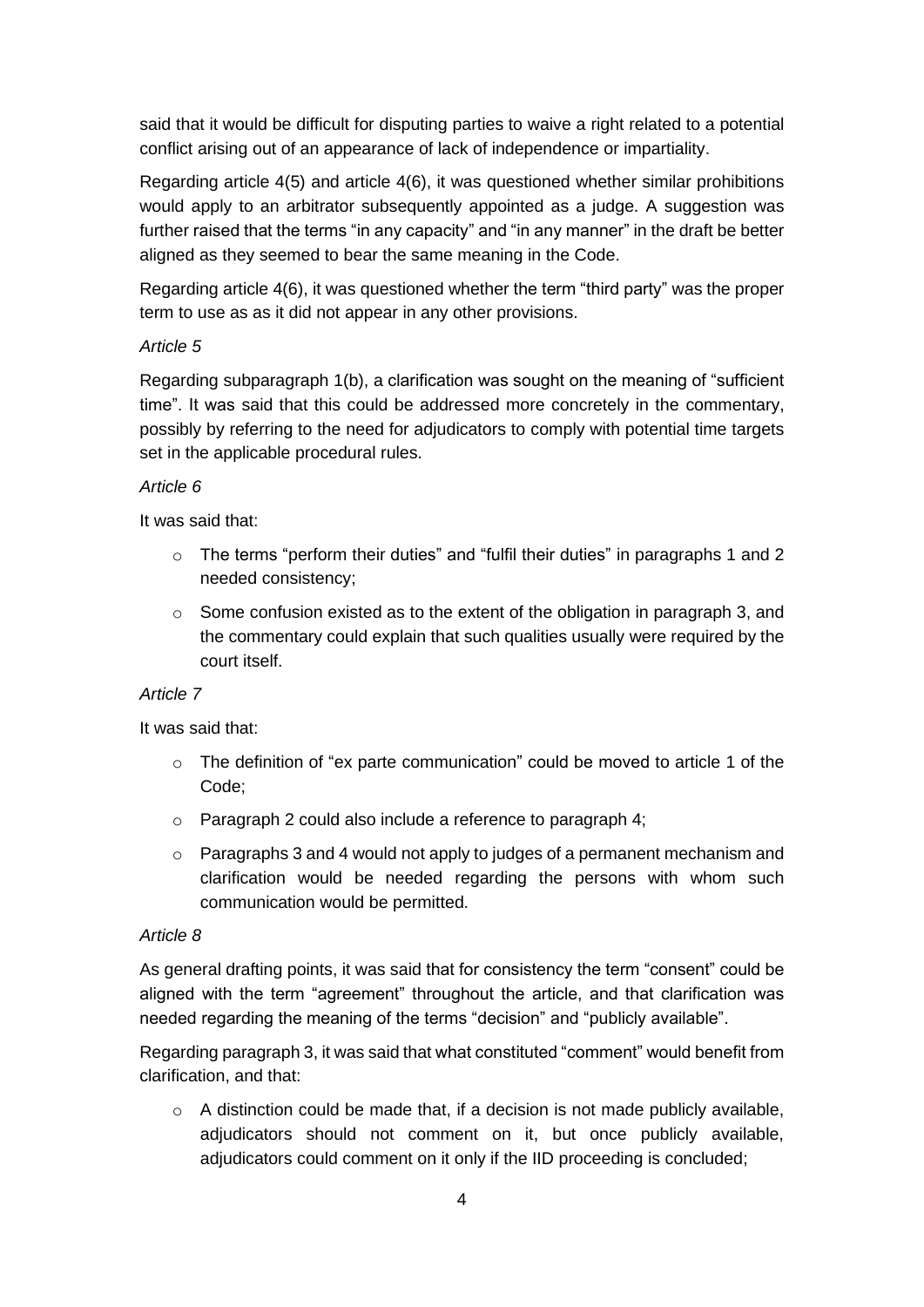said that it would be difficult for disputing parties to waive a right related to a potential conflict arising out of an appearance of lack of independence or impartiality.

Regarding article 4(5) and article 4(6), it was questioned whether similar prohibitions would apply to an arbitrator subsequently appointed as a judge. A suggestion was further raised that the terms "in any capacity" and "in any manner" in the draft be better aligned as they seemed to bear the same meaning in the Code.

Regarding article 4(6), it was questioned whether the term "third party" was the proper term to use as as it did not appear in any other provisions.

*Article 5*

Regarding subparagraph 1(b), a clarification was sought on the meaning of "sufficient time". It was said that this could be addressed more concretely in the commentary, possibly by referring to the need for adjudicators to comply with potential time targets set in the applicable procedural rules.

*Article 6*

It was said that:

- The terms "perform their duties" and "fulfil their duties" in paragraphs 1 and 2 needed consistency;
- Some confusion existed as to the extent of the obligation in paragraph 3, and the commentary could explain that such qualities usually were required by the court itself.

*Article 7*

It was said that:

- The definition of "ex parte communication" could be moved to article 1 of the Code;
- Paragraph 2 could also include a reference to paragraph 4;
- Paragraphs 3 and 4 would not apply to judges of a permanent mechanism and clarification would be needed regarding the persons with whom such communication would be permitted.

*Article 8*

As general drafting points, it was said that for consistency the term "consent" could be aligned with the term "agreement" throughout the article, and that clarification was needed regarding the meaning of the terms "decision" and "publicly available".

Regarding paragraph 3, it was said that what constituted "comment" would benefit from clarification, and that:

- A distinction could be made that, if a decision is not made publicly available, adjudicators should not comment on it, but once publicly available, adjudicators could comment on it only if the IID proceeding is concluded;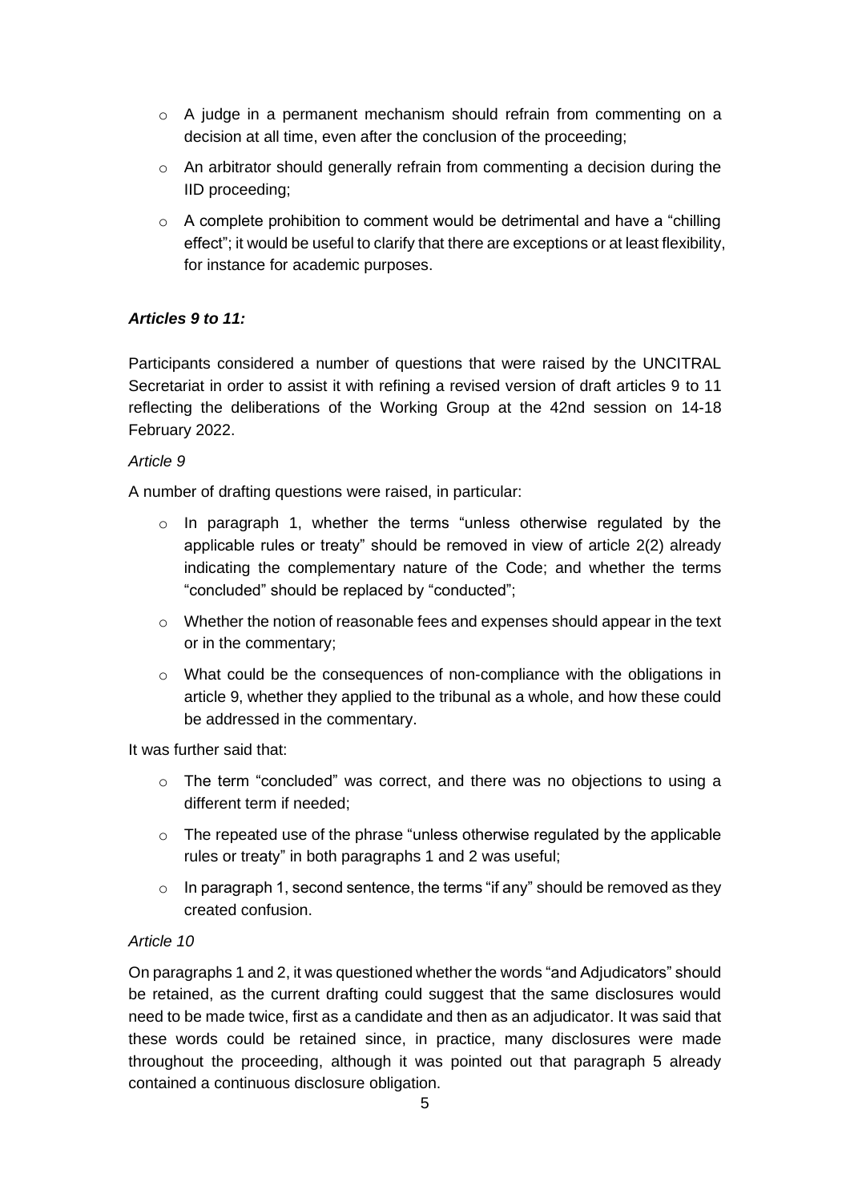- A judge in a permanent mechanism should refrain from commenting on a decision at all time, even after the conclusion of the proceeding;
- An arbitrator should generally refrain from commenting a decision during the IID proceeding;
- A complete prohibition to comment would be detrimental and have a "chilling effect"; it would be useful to clarify that there are exceptions or at least flexibility, for instance for academic purposes.

***Articles 9 to 11:***

Participants considered a number of questions that were raised by the UNCITRAL Secretariat in order to assist it with refining a revised version of draft articles 9 to 11 reflecting the deliberations of the Working Group at the 42nd session on 14-18 February 2022.

*Article 9*

A number of drafting questions were raised, in particular:

- In paragraph 1, whether the terms "unless otherwise regulated by the applicable rules or treaty" should be removed in view of article 2(2) already indicating the complementary nature of the Code; and whether the terms "concluded" should be replaced by "conducted";
- Whether the notion of reasonable fees and expenses should appear in the text or in the commentary;
- What could be the consequences of non-compliance with the obligations in article 9, whether they applied to the tribunal as a whole, and how these could be addressed in the commentary.

It was further said that:

- The term "concluded" was correct, and there was no objections to using a different term if needed;
- The repeated use of the phrase "unless otherwise regulated by the applicable rules or treaty" in both paragraphs 1 and 2 was useful;
- In paragraph 1, second sentence, the terms "if any" should be removed as they created confusion.

*Article 10*

On paragraphs 1 and 2, it was questioned whether the words "and Adjudicators" should be retained, as the current drafting could suggest that the same disclosures would need to be made twice, first as a candidate and then as an adjudicator. It was said that these words could be retained since, in practice, many disclosures were made throughout the proceeding, although it was pointed out that paragraph 5 already contained a continuous disclosure obligation.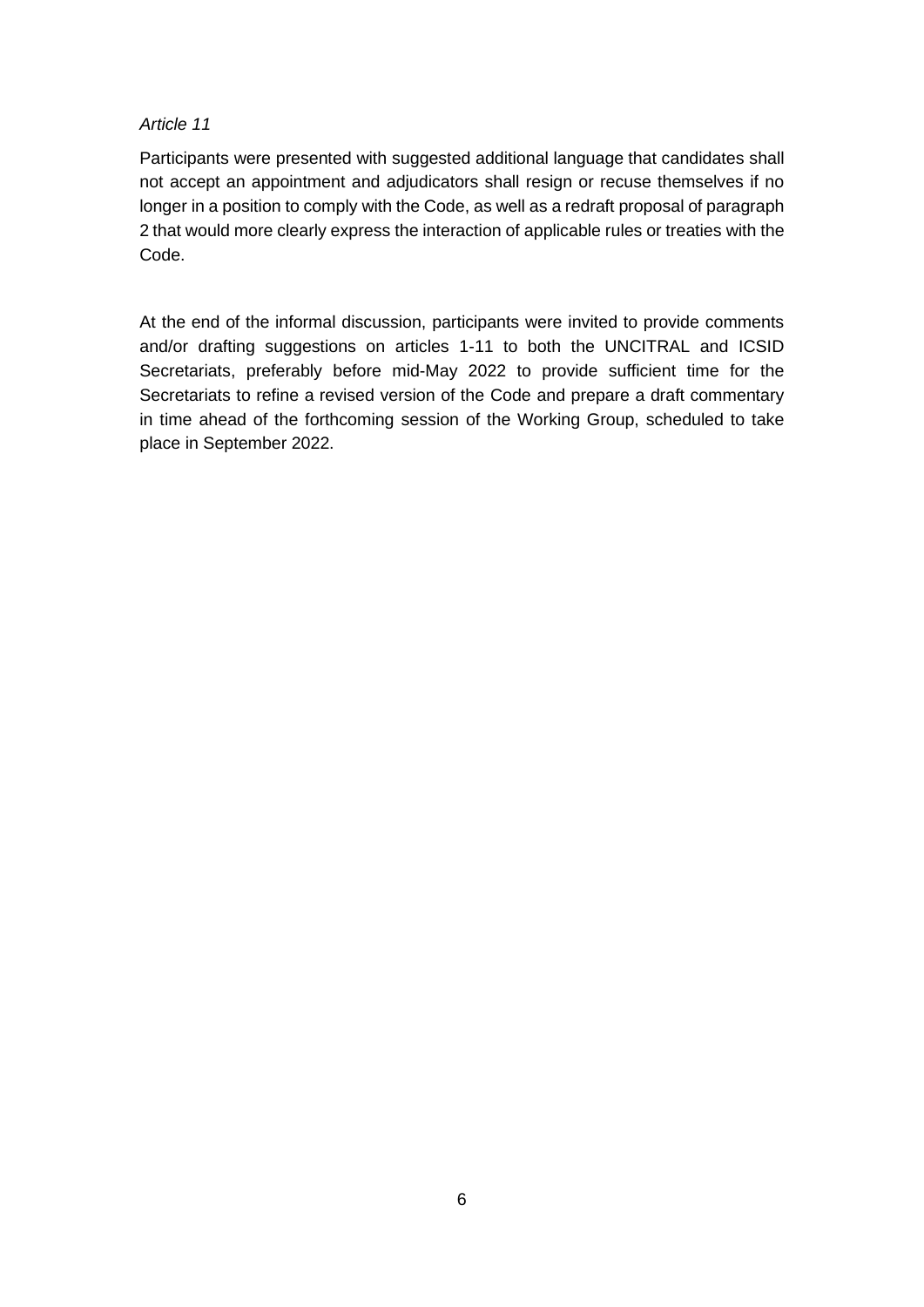*Article 11*

Participants were presented with suggested additional language that candidates shall not accept an appointment and adjudicators shall resign or recuse themselves if no longer in a position to comply with the Code, as well as a redraft proposal of paragraph 2 that would more clearly express the interaction of applicable rules or treaties with the Code.

At the end of the informal discussion, participants were invited to provide comments and/or drafting suggestions on articles 1-11 to both the UNCITRAL and ICSID Secretariats, preferably before mid-May 2022 to provide sufficient time for the Secretariats to refine a revised version of the Code and prepare a draft commentary in time ahead of the forthcoming session of the Working Group, scheduled to take place in September 2022.